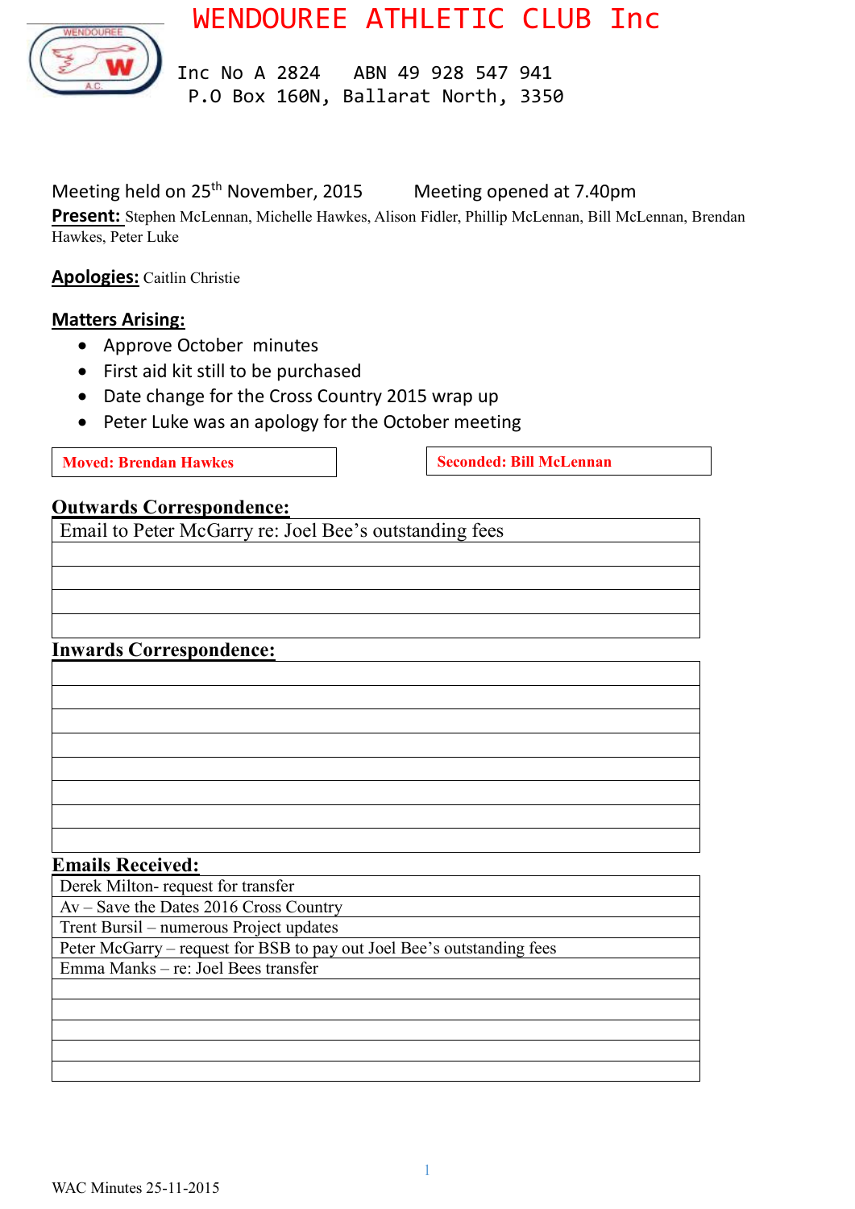# WENDOUREE ATHLETIC CLUB Inc

Inc No A 2824 ABN 49 928 547 941
P.O Box 160N, Ballarat North, 3350

Meeting held on 25th November, 2015 Meeting opened at 7.40pm

**Present:** Stephen McLennan, Michelle Hawkes, Alison Fidler, Phillip McLennan, Bill McLennan, Brendan Hawkes, Peter Luke

**Apologies:** Caitlin Christie

**Matters Arising:**

- Approve October minutes
- First aid kit still to be purchased
- Date change for the Cross Country 2015 wrap up
- Peter Luke was an apology for the October meeting

| **Moved: Brendan Hawkes** | **Seconded: Bill McLennan** |
|---|---|

**Outwards Correspondence:**

| Email to Peter McGarry re: Joel Bee's outstanding fees |
|---|
| |
| |
| |
| |

**Inwards Correspondence:**

| |
|---|
| |
| |
| |
| |
| |
| |
| |

**Emails Received:**

| Derek Milton- request for transfer |
|---|
| Av – Save the Dates 2016 Cross Country |
| Trent Bursil – numerous Project updates |
| Peter McGarry – request for BSB to pay out Joel Bee's outstanding fees |
| Emma Manks – re: Joel Bees transfer |
| |
| |
| |
| |
| |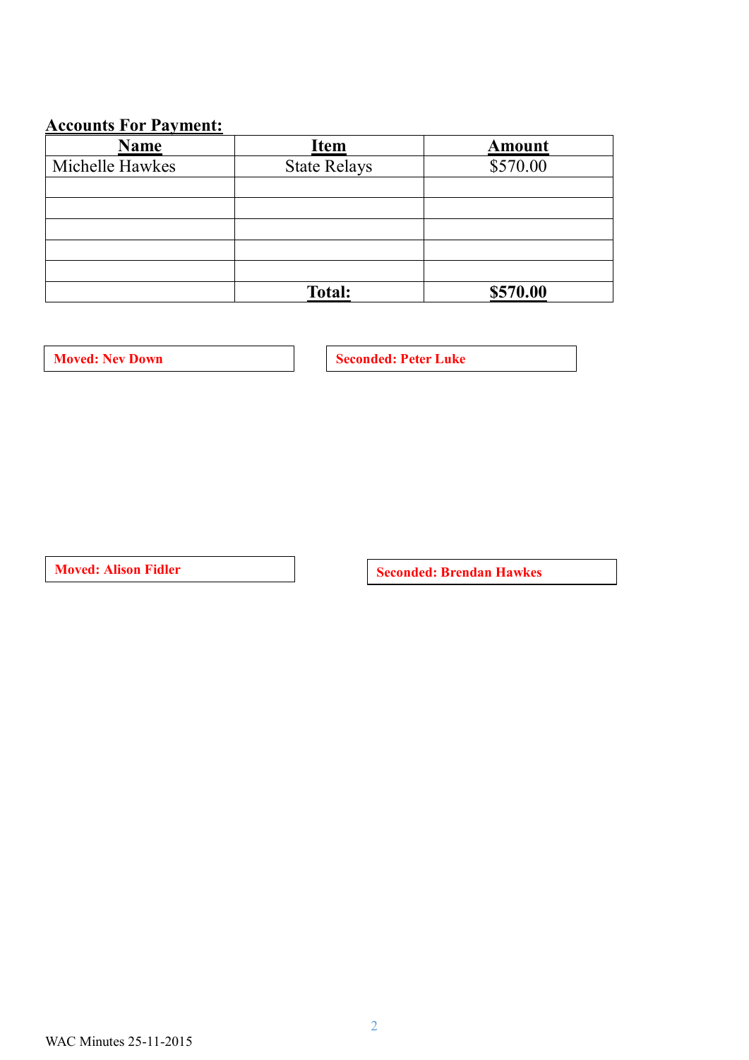## Accounts For Payment:

| Name | Item | Amount |
|---|---|---|
| Michelle Hawkes | State Relays | $570.00 |
| | | |
| | | |
| | | |
| | | |
| | | |
| | **Total:** | **$570.00** |

**Moved: Nev Down**

**Seconded: Peter Luke**

**Moved: Alison Fidler**

**Seconded: Brendan Hawkes**

WAC Minutes 25-11-2015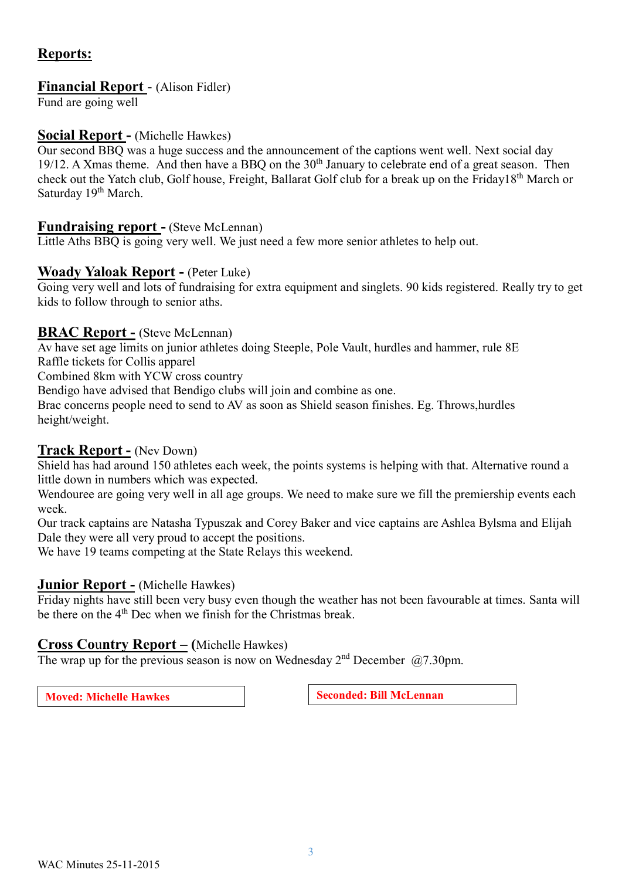## Reports:

**Financial Report** - (Alison Fidler)
Fund are going well

**Social Report -** (Michelle Hawkes)
Our second BBQ was a huge success and the announcement of the captions went well. Next social day 19/12. A Xmas theme. And then have a BBQ on the 30th January to celebrate end of a great season. Then check out the Yatch club, Golf house, Freight, Ballarat Golf club for a break up on the Friday18th March or Saturday 19th March.

**Fundraising report -** (Steve McLennan)
Little Aths BBQ is going very well. We just need a few more senior athletes to help out.

**Woady Yaloak Report -** (Peter Luke)
Going very well and lots of fundraising for extra equipment and singlets. 90 kids registered. Really try to get kids to follow through to senior aths.

**BRAC Report -** (Steve McLennan)
Av have set age limits on junior athletes doing Steeple, Pole Vault, hurdles and hammer, rule 8E
Raffle tickets for Collis apparel
Combined 8km with YCW cross country
Bendigo have advised that Bendigo clubs will join and combine as one.
Brac concerns people need to send to AV as soon as Shield season finishes. Eg. Throws,hurdles height/weight.

**Track Report -** (Nev Down)
Shield has had around 150 athletes each week, the points systems is helping with that. Alternative round a little down in numbers which was expected.
Wendouree are going very well in all age groups. We need to make sure we fill the premiership events each week.
Our track captains are Natasha Typuszak and Corey Baker and vice captains are Ashlea Bylsma and Elijah Dale they were all very proud to accept the positions.
We have 19 teams competing at the State Relays this weekend.

**Junior Report -** (Michelle Hawkes)
Friday nights have still been very busy even though the weather has not been favourable at times. Santa will be there on the 4th Dec when we finish for the Christmas break.

**Cross Country Report – (**Michelle Hawkes)
The wrap up for the previous season is now on Wednesday 2nd December @7.30pm.

| **Moved: Michelle Hawkes** | **Seconded: Bill McLennan** |
|---|---|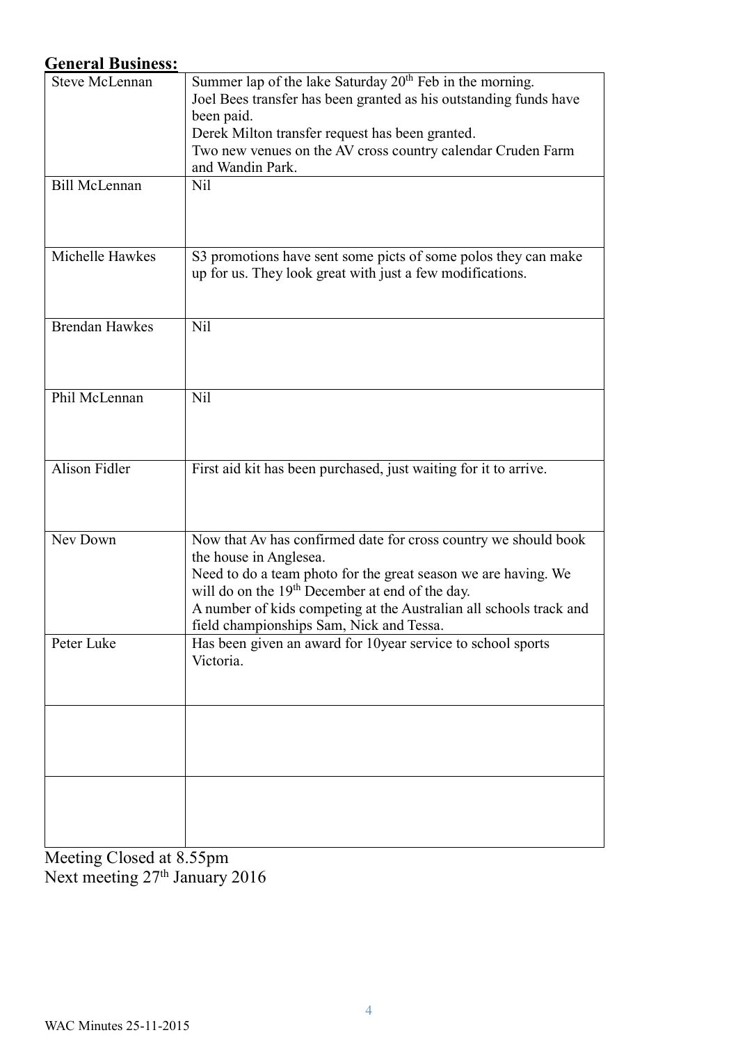## General Business:

| | |
|---|---|
| Steve McLennan | Summer lap of the lake Saturday 20th Feb in the morning.<br>Joel Bees transfer has been granted as his outstanding funds have been paid.<br>Derek Milton transfer request has been granted.<br>Two new venues on the AV cross country calendar Cruden Farm and Wandin Park. |
| Bill McLennan | Nil |
| Michelle Hawkes | S3 promotions have sent some picts of some polos they can make up for us. They look great with just a few modifications. |
| Brendan Hawkes | Nil |
| Phil McLennan | Nil |
| Alison Fidler | First aid kit has been purchased, just waiting for it to arrive. |
| Nev Down | Now that Av has confirmed date for cross country we should book the house in Anglesea.<br>Need to do a team photo for the great season we are having. We will do on the 19th December at end of the day.<br>A number of kids competing at the Australian all schools track and field championships Sam, Nick and Tessa. |
| Peter Luke | Has been given an award for 10year service to school sports Victoria. |
| | |
| | |

Meeting Closed at 8.55pm
Next meeting 27th January 2016